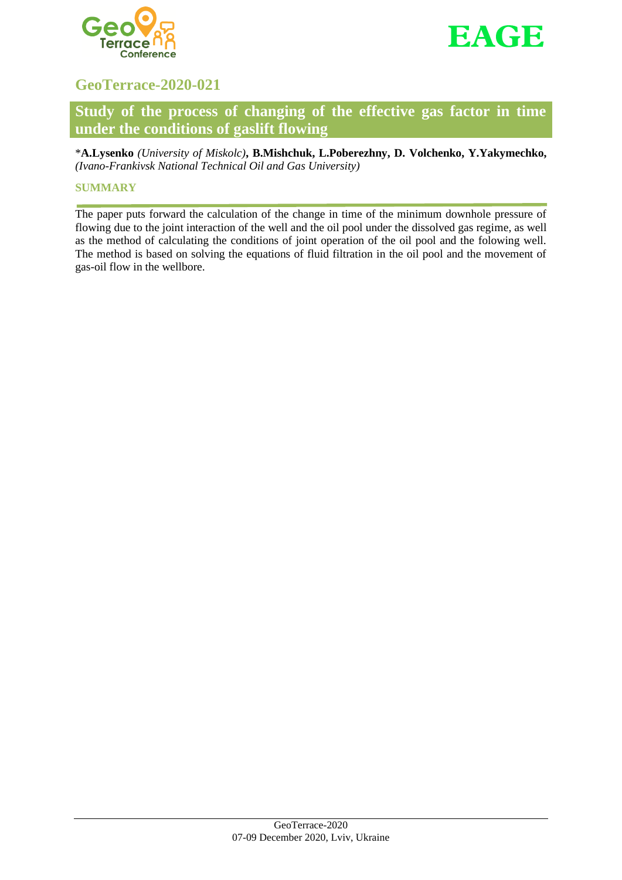## GeoTerrace-2020-021

# Study of the process of changing of the effective gas factor in time under the conditions of gaslift flowing

*A.Lysenko *(University of Miskolc)*, **B.Mishchuk, L.Poberezhny, D. Volchenko, Y.Yakymechko,** *(Ivano-Frankivsk National Technical Oil and Gas University)*

### SUMMARY

The paper puts forward the calculation of the change in time of the minimum downhole pressure of flowing due to the joint interaction of the well and the oil pool under the dissolved gas regime, as well as the method of calculating the conditions of joint operation of the oil pool and the folowing well. The method is based on solving the equations of fluid filtration in the oil pool and the movement of gas-oil flow in the wellbore.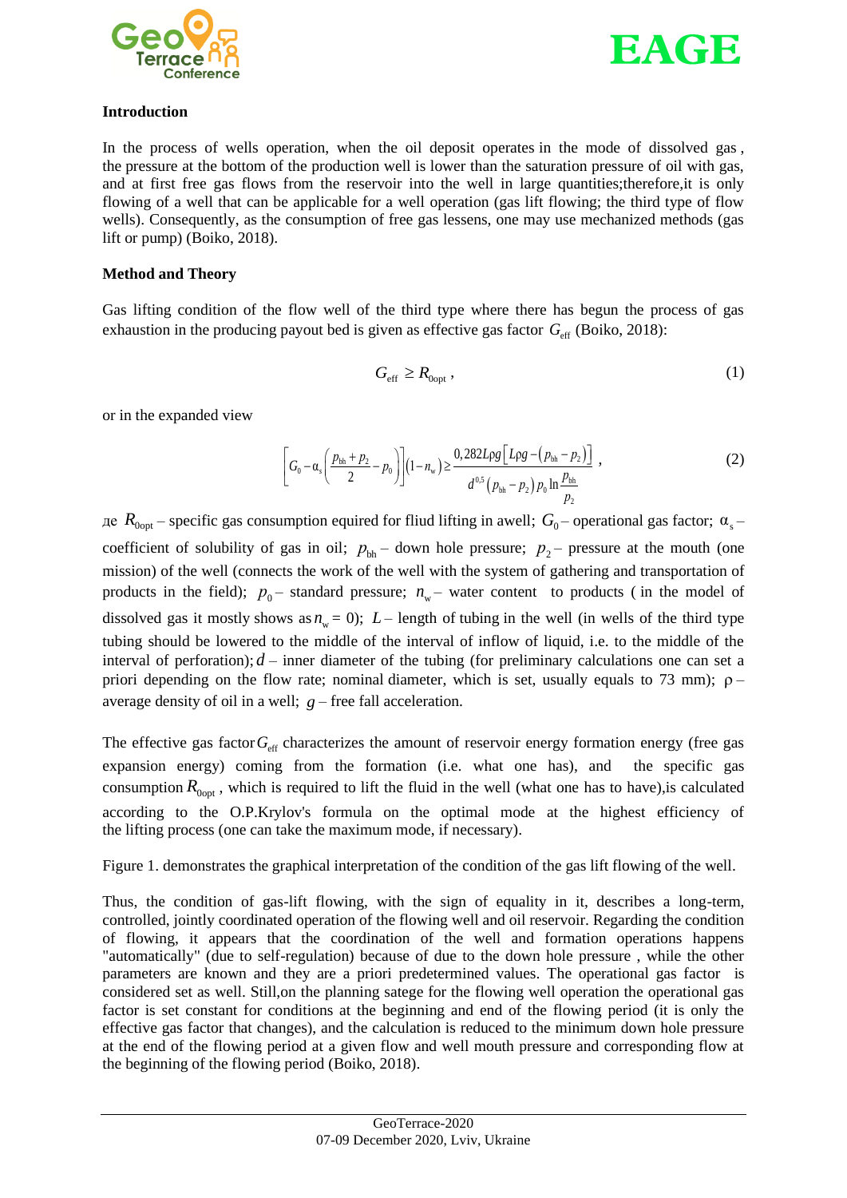## Introduction

In the process of wells operation, when the oil deposit operates in the mode of dissolved gas , the pressure at the bottom of the production well is lower than the saturation pressure of oil with gas, and at first free gas flows from the reservoir into the well in large quantities;therefore,it is only flowing of a well that can be applicable for a well operation (gas lift flowing; the third type of flow wells). Consequently, as the consumption of free gas lessens, one may use mechanized methods (gas lift or pump) (Boiko, 2018).

## Method and Theory

Gas lifting condition of the flow well of the third type where there has begun the process of gas exhaustion in the producing payout bed is given as effective gas factor $G_{\text{eff}}$ (Boiko, 2018):

$$G_{\text{eff}} \geq R_{0\text{opt}}\,, \tag{1}$$

or in the expanded view

$$\left[G_0 - \alpha_s\left(\frac{p_{\text{bh}} + p_2}{2} - p_0\right)\right](1 - n_w) \geq \frac{0{,}282 L\rho g\left[L\rho g - \left(p_{\text{bh}} - p_2\right)\right]}{d^{0,5}\left(p_{\text{bh}} - p_2\right)p_0 \ln\dfrac{p_{\text{bh}}}{p_2}}\,, \tag{2}$$

де $R_{0\text{opt}}$ – specific gas consumption equired for fliud lifting in awell; $G_0$ – operational gas factor; $\alpha_s$ – coefficient of solubility of gas in oil; $p_{\text{bh}}$ – down hole pressure; $p_2$ – pressure at the mouth (one mission) of the well (connects the work of the well with the system of gathering and transportation of products in the field); $p_0$ – standard pressure; $n_w$ – water content to products ( in the model of dissolved gas it mostly shows as $n_w = 0$); $L$ – length of tubing in the well (in wells of the third type tubing should be lowered to the middle of the interval of inflow of liquid, i.e. to the middle of the interval of perforation); $d$ – inner diameter of the tubing (for preliminary calculations one can set a priori depending on the flow rate; nominal diameter, which is set, usually equals to 73 mm); $\rho$ – average density of oil in a well; $g$ – free fall acceleration.

The effective gas factor $G_{\text{eff}}$ characterizes the amount of reservoir energy formation energy (free gas expansion energy) coming from the formation (i.e. what one has), and the specific gas consumption $R_{0\text{opt}}$, which is required to lift the fluid in the well (what one has to have),is calculated according to the O.P.Krylov's formula on the optimal mode at the highest efficiency of the lifting process (one can take the maximum mode, if necessary).

Figure 1. demonstrates the graphical interpretation of the condition of the gas lift flowing of the well.

Thus, the condition of gas-lift flowing, with the sign of equality in it, describes a long-term, controlled, jointly coordinated operation of the flowing well and oil reservoir. Regarding the condition of flowing, it appears that the coordination of the well and formation operations happens "automatically" (due to self-regulation) because of due to the down hole pressure , while the other parameters are known and they are a priori predetermined values. The operational gas factor is considered set as well. Still,on the planning satege for the flowing well operation the operational gas factor is set constant for conditions at the beginning and end of the flowing period (it is only the effective gas factor that changes), and the calculation is reduced to the minimum down hole pressure at the end of the flowing period at a given flow and well mouth pressure and corresponding flow at the beginning of the flowing period (Boiko, 2018).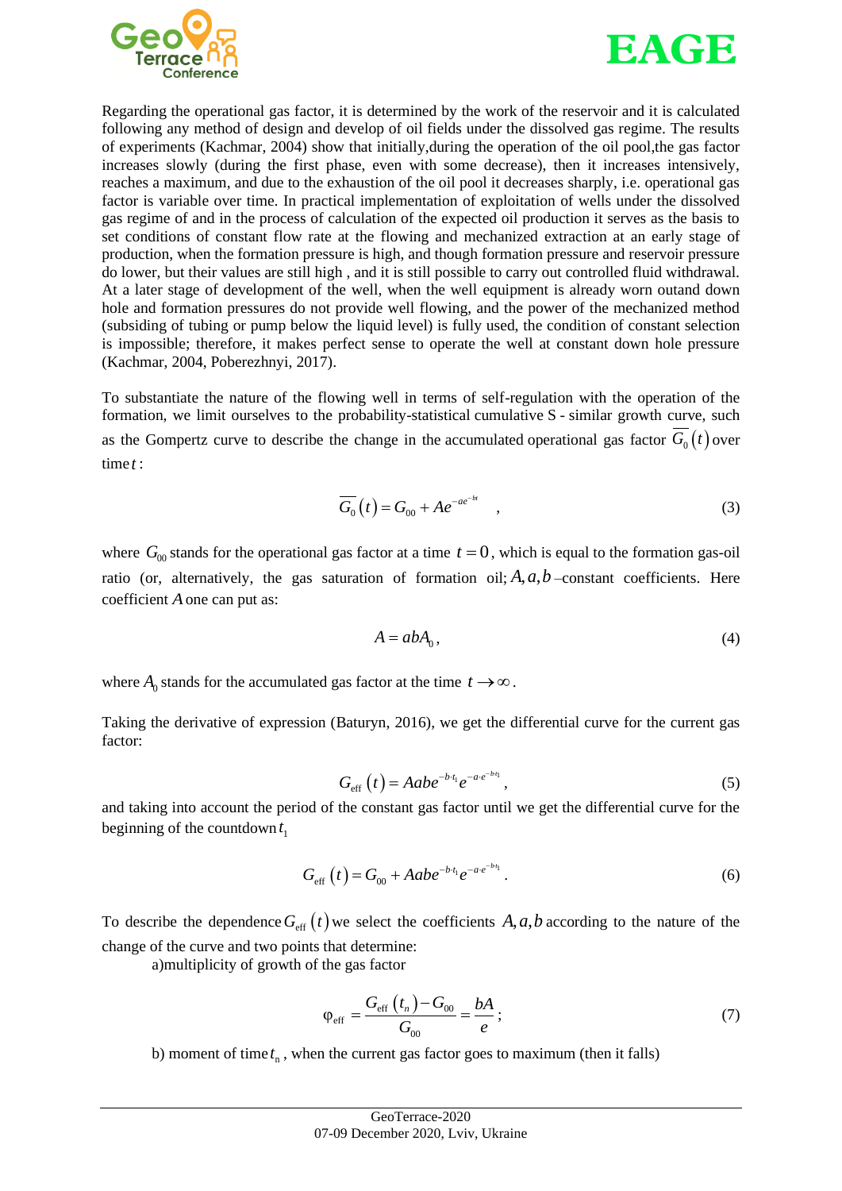Regarding the operational gas factor, it is determined by the work of the reservoir and it is calculated following any method of design and develop of oil fields under the dissolved gas regime. The results of experiments (Kachmar, 2004) show that initially,during the operation of the oil pool,the gas factor increases slowly (during the first phase, even with some decrease), then it increases intensively, reaches a maximum, and due to the exhaustion of the oil pool it decreases sharply, i.e. operational gas factor is variable over time. In practical implementation of exploitation of wells under the dissolved gas regime of and in the process of calculation of the expected oil production it serves as the basis to set conditions of constant flow rate at the flowing and mechanized extraction at an early stage of production, when the formation pressure is high, and though formation pressure and reservoir pressure do lower, but their values are still high , and it is still possible to carry out controlled fluid withdrawal. At a later stage of development of the well, when the well equipment is already worn outand down hole and formation pressures do not provide well flowing, and the power of the mechanized method (subsiding of tubing or pump below the liquid level) is fully used, the condition of constant selection is impossible; therefore, it makes perfect sense to operate the well at constant down hole pressure (Kachmar, 2004, Poberezhnyi, 2017).

To substantiate the nature of the flowing well in terms of self-regulation with the operation of the formation, we limit ourselves to the probability-statistical cumulative S - similar growth curve, such as the Gompertz curve to describe the change in the accumulated operational gas factor $\overline{G_0}(t)$ over time $t$:

$$\overline{G_0}(t) = G_{00} + Ae^{-ae^{-bt}} \quad , \tag{3}$$

where $G_{00}$ stands for the operational gas factor at a time $t = 0$, which is equal to the formation gas-oil ratio (or, alternatively, the gas saturation of formation oil; $A, a, b$ –constant coefficients. Here coefficient $A$ one can put as:

$$A = abA_0, \tag{4}$$

where $A_0$ stands for the accumulated gas factor at the time $t \to \infty$.

Taking the derivative of expression (Baturyn, 2016), we get the differential curve for the current gas factor:

$$G_{\text{eff}}(t) = Aabe^{-b \cdot t_1} e^{-a \cdot e^{-b t_1}}, \tag{5}$$

and taking into account the period of the constant gas factor until we get the differential curve for the beginning of the countdown $t_1$

$$G_{\text{eff}}(t) = G_{00} + Aabe^{-b \cdot t_1} e^{-a \cdot e^{-b t_1}}. \tag{6}$$

To describe the dependence $G_{\text{eff}}(t)$ we select the coefficients $A, a, b$ according to the nature of the change of the curve and two points that determine:

a)multiplicity of growth of the gas factor

$$\varphi_{\text{eff}} = \frac{G_{\text{eff}}(t_n) - G_{00}}{G_{00}} = \frac{bA}{e}; \tag{7}$$

b) moment of time $t_n$, when the current gas factor goes to maximum (then it falls)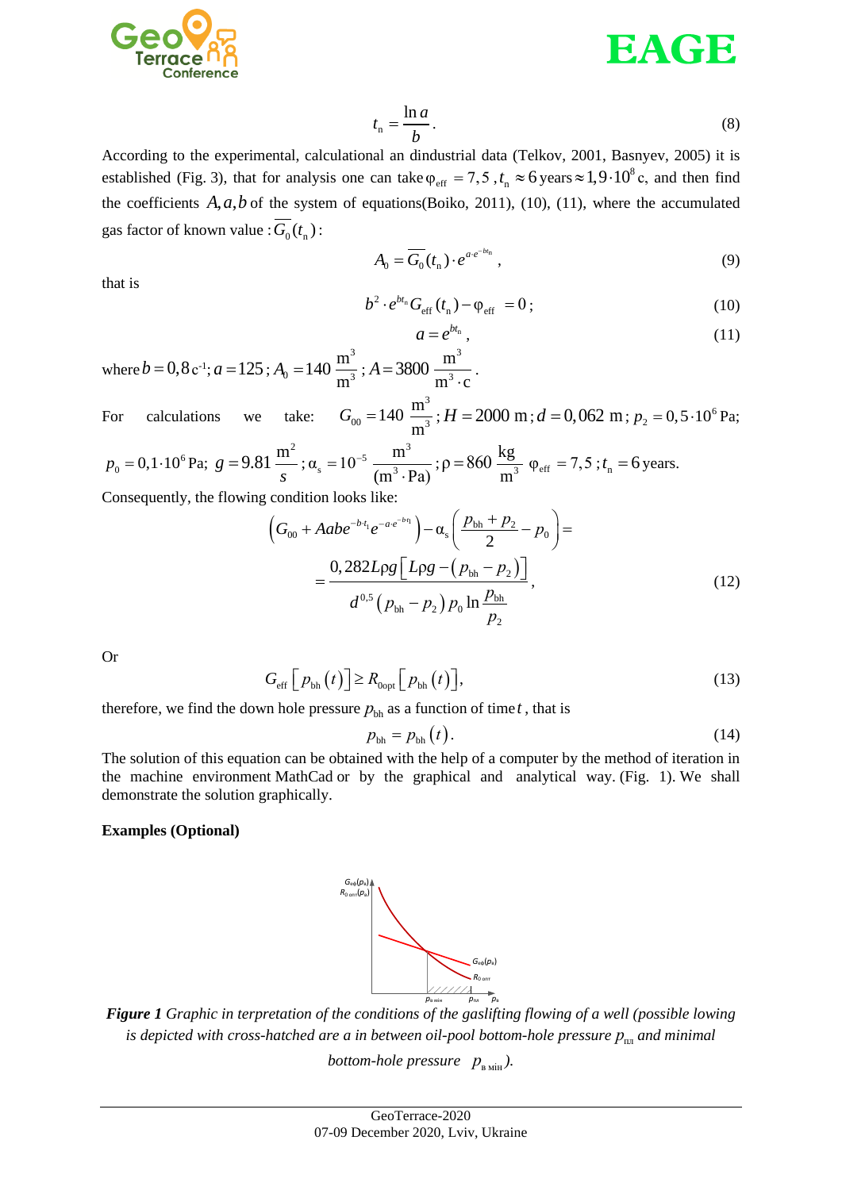$$t_{\text{n}} = \frac{\ln a}{b}. \tag{8}$$

According to the experimental, calculational an dindustrial data (Telkov, 2001, Basnyev, 2005) it is established (Fig. 3), that for analysis one can take $\varphi_{\text{eff}} = 7{,}5$, $t_{\text{n}} \approx 6$ years $\approx 1{,}9 \cdot 10^{8}$ c, and then find the coefficients $A, a, b$ of the system of equations(Boiko, 2011), (10), (11), where the accumulated gas factor of known value : $\overline{G_0}(t_{\text{n}})$:

$$A_0 = \overline{G_0}(t_{\text{n}}) \cdot e^{a \cdot e^{-bt_{\text{n}}}}, \tag{9}$$

that is

$$b^2 \cdot e^{bt_{\text{n}}} G_{\text{eff}}(t_{\text{n}}) - \varphi_{\text{eff}} = 0; \tag{10}$$

$$a = e^{bt_{\text{n}}}, \tag{11}$$

where $b = 0{,}8\ \text{c}^{-1}$; $a = 125$; $A_0 = 140\ \dfrac{\text{m}^3}{\text{m}^3}$; $A = 3800\ \dfrac{\text{m}^3}{\text{m}^3 \cdot \text{c}}$.

For calculations we take: $G_{00} = 140\ \dfrac{\text{m}^3}{\text{m}^3}$; $H = 2000$ m; $d = 0{,}062$ m; $p_2 = 0{,}5 \cdot 10^6$ Pa; $p_0 = 0{,}1 \cdot 10^6$ Pa; $g = 9.81\ \dfrac{\text{m}^2}{s}$; $\alpha_{\text{s}} = 10^{-5}\ \dfrac{\text{m}^3}{(\text{m}^3 \cdot \text{Pa})}$; $\rho = 860\ \dfrac{\text{kg}}{\text{m}^3}$ $\varphi_{\text{eff}} = 7{,}5$; $t_{\text{n}} = 6$ years.

Consequently, the flowing condition looks like:

$$\left(G_{00} + Aabe^{-b \cdot t_1} e^{-a \cdot e^{-bt_1}}\right) - \alpha_{\text{s}} \left(\frac{p_{\text{bh}} + p_2}{2} - p_0\right) = \\ = \frac{0{,}282 L\rho g \left[L\rho g - \left(p_{\text{bh}} - p_2\right)\right]}{d^{0{,}5}\left(p_{\text{bh}} - p_2\right) p_0 \ln \dfrac{p_{\text{bh}}}{p_2}}, \tag{12}$$

Or

$$G_{\text{eff}}\left[p_{\text{bh}}(t)\right] \geq R_{0\text{opt}}\left[p_{\text{bh}}(t)\right], \tag{13}$$

therefore, we find the down hole pressure $p_{\text{bh}}$ as a function of time $t$, that is

$$p_{\text{bh}} = p_{\text{bh}}(t). \tag{14}$$

The solution of this equation can be obtained with the help of a computer by the method of iteration in the machine environment MathCad or by the graphical and analytical way. (Fig. 1). We shall demonstrate the solution graphically.

**Examples (Optional)**

***Figure 1*** *Graphic in terpretation of the conditions of the gaslifting flowing of a well (possible lowing is depicted with cross-hatched are a in between oil-pool bottom-hole pressure $p_{\text{пл}}$ and minimal bottom-hole pressure $p_{\text{в мін}}$).*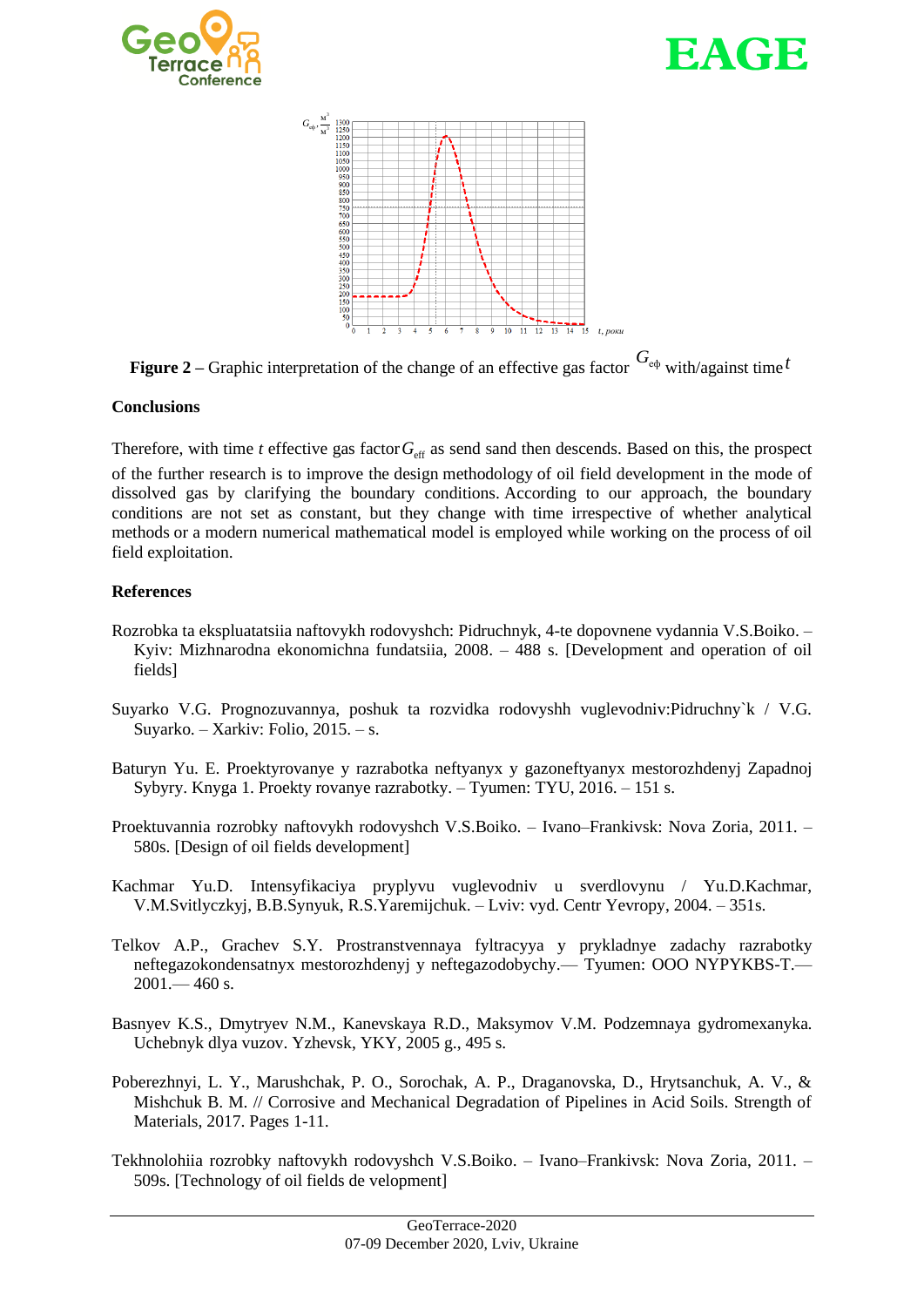$G_{еф}, \frac{м^3}{м^3}$

1300
1250
1200
1150
1100
1050
1000
950
900
850
800
750
700
650
600
550
500
450
400
350
300
250
200
150
100
50
0

0 1 2 3 4 5 6 7 8 9 10 11 12 13 14 15 *t, роки*

**Figure 2 –** Graphic interpretation of the change of an effective gas factor $G_{еф}$ with/against time $t$

### Conclusions

Therefore, with time *t* effective gas factor $G_{eff}$ as send sand then descends. Based on this, the prospect of the further research is to improve the design methodology of oil field development in the mode of dissolved gas by clarifying the boundary conditions. According to our approach, the boundary conditions are not set as constant, but they change with time irrespective of whether analytical methods or a modern numerical mathematical model is employed while working on the process of oil field exploitation.

### References

Rozrobka ta ekspluatatsiia naftovykh rodovyshch: Pidruchnyk, 4-te dopovnene vydannia V.S.Boiko. – Kyiv: Mizhnarodna ekonomichna fundatsiia, 2008. – 488 s. [Development and operation of oil fields]

Suyarko V.G. Prognozuvannya, poshuk ta rozvidka rodovyshh vuglevodniv:Pidruchny`k / V.G. Suyarko. – Xarkiv: Folio, 2015. – s.

Baturyn Yu. E. Proektyrovanye y razrabotka neftyanyx y gazoneftyanyx mestorozhdenyj Zapadnoj Sybyry. Knyga 1. Proekty rovanye razrabotky. – Tyumen: TYU, 2016. – 151 s.

Proektuvannia rozrobky naftovykh rodovyshch V.S.Boiko. – Ivano–Frankivsk: Nova Zoria, 2011. – 580s. [Design of oil fields development]

Kachmar Yu.D. Intensyfikaciya pryplyvu vuglevodniv u sverdlovynu / Yu.D.Kachmar, V.M.Svitlyczkyj, B.B.Synyuk, R.S.Yaremijchuk. – Lviv: vyd. Centr Yevropy, 2004. – 351s.

Telkov A.P., Grachev S.Y. Prostranstvennaya fyltracyya y prykladnye zadachy razrabotky neftegazokondensatnyx mestorozhdenyj y neftegazodobychy.— Tyumen: OOO NYPYKBS-T.— 2001.— 460 s.

Basnyev K.S., Dmytryev N.M., Kanevskaya R.D., Maksymov V.M. Podzemnaya gydromexanyka. Uchebnyk dlya vuzov. Yzhevsk, YKY, 2005 g., 495 s.

Poberezhnyi, L. Y., Marushchak, P. O., Sorochak, A. P., Draganovska, D., Hrytsanchuk, A. V., & Mishchuk B. M. // Corrosive and Mechanical Degradation of Pipelines in Acid Soils. Strength of Materials, 2017. Pages 1-11.

Tekhnolohiia rozrobky naftovykh rodovyshch V.S.Boiko. – Ivano–Frankivsk: Nova Zoria, 2011. – 509s. [Technology of oil fields de velopment]